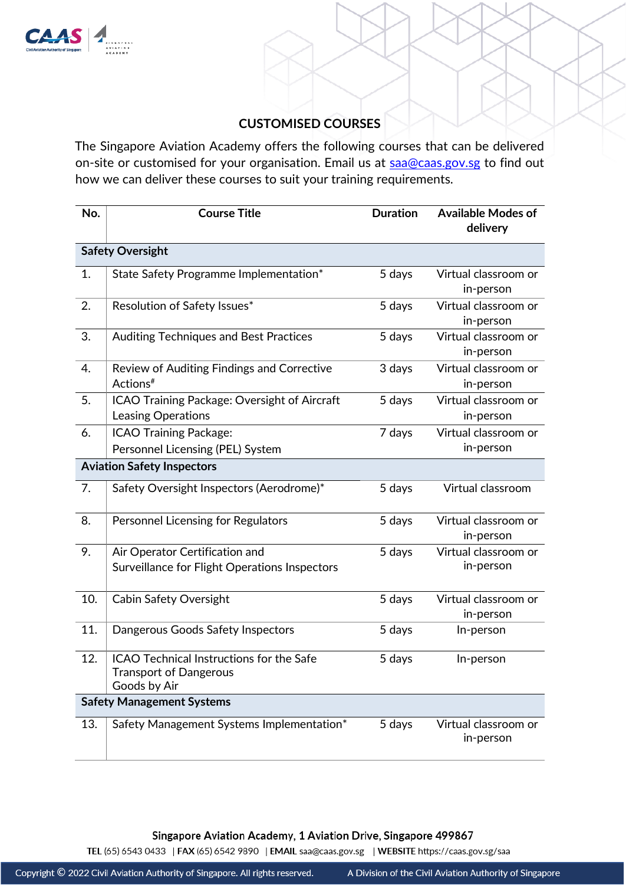# CUSTOMISED COURSES

The Singapore Aviation Academy offers the following courses that can be delivered on-site or customised for your organisation. Email us at saa@caas.gov.sg to find out how we can deliver these courses to suit your training requirements.

| No. | Course Title | Duration | Available Modes of delivery |
|---|---|---|---|
| **Safety Oversight** | | | |
| 1. | State Safety Programme Implementation* | 5 days | Virtual classroom or in-person |
| 2. | Resolution of Safety Issues* | 5 days | Virtual classroom or in-person |
| 3. | Auditing Techniques and Best Practices | 5 days | Virtual classroom or in-person |
| 4. | Review of Auditing Findings and Corrective Actions# | 3 days | Virtual classroom or in-person |
| 5. | ICAO Training Package: Oversight of Aircraft Leasing Operations | 5 days | Virtual classroom or in-person |
| 6. | ICAO Training Package: Personnel Licensing (PEL) System | 7 days | Virtual classroom or in-person |
| **Aviation Safety Inspectors** | | | |
| 7. | Safety Oversight Inspectors (Aerodrome)* | 5 days | Virtual classroom |
| 8. | Personnel Licensing for Regulators | 5 days | Virtual classroom or in-person |
| 9. | Air Operator Certification and Surveillance for Flight Operations Inspectors | 5 days | Virtual classroom or in-person |
| 10. | Cabin Safety Oversight | 5 days | Virtual classroom or in-person |
| 11. | Dangerous Goods Safety Inspectors | 5 days | In-person |
| 12. | ICAO Technical Instructions for the Safe Transport of Dangerous Goods by Air | 5 days | In-person |
| **Safety Management Systems** | | | |
| 13. | Safety Management Systems Implementation* | 5 days | Virtual classroom or in-person |

Singapore Aviation Academy, 1 Aviation Drive, Singapore 499867

**TEL** (65) 6543 0433 | **FAX** (65) 6542 9890 | **EMAIL** saa@caas.gov.sg | **WEBSITE** https://caas.gov.sg/saa

Copyright © 2022 Civil Aviation Authority of Singapore. All rights reserved. A Division of the Civil Aviation Authority of Singapore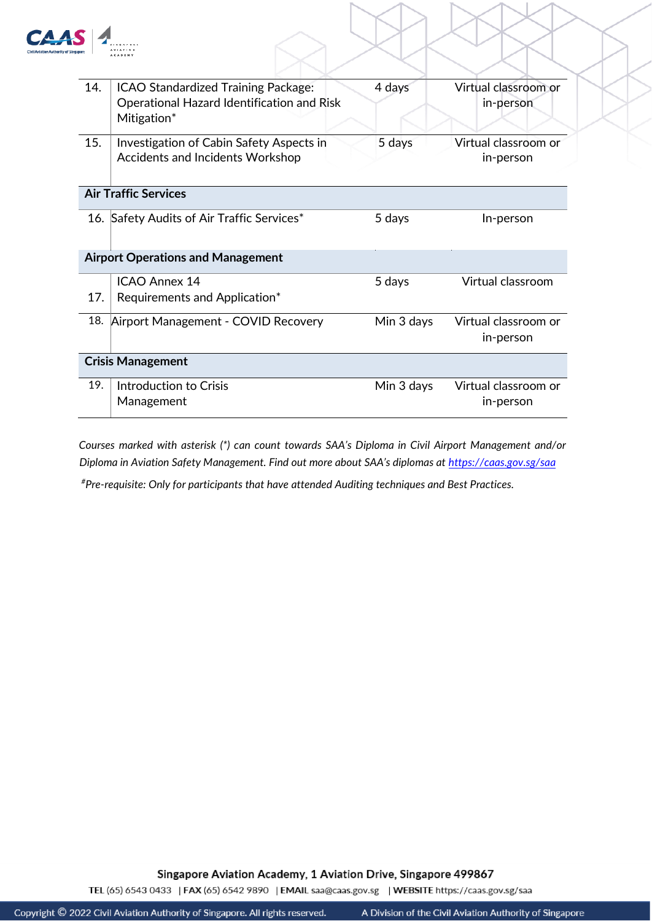| No. | Course | Duration | Mode |
|---|---|---|---|
| 14. | ICAO Standardized Training Package: Operational Hazard Identification and Risk Mitigation* | 4 days | Virtual classroom or in-person |
| 15. | Investigation of Cabin Safety Aspects in Accidents and Incidents Workshop | 5 days | Virtual classroom or in-person |
| **Air Traffic Services** | | | |
| 16. | Safety Audits of Air Traffic Services* | 5 days | In-person |
| **Airport Operations and Management** | | | |
| 17. | ICAO Annex 14 Requirements and Application* | 5 days | Virtual classroom |
| 18. | Airport Management - COVID Recovery | Min 3 days | Virtual classroom or in-person |
| **Crisis Management** | | | |
| 19. | Introduction to Crisis Management | Min 3 days | Virtual classroom or in-person |

*Courses marked with asterisk (*) can count towards SAA's Diploma in Civil Airport Management and/or Diploma in Aviation Safety Management. Find out more about SAA's diplomas at https://caas.gov.sg/saa*

*#Pre-requisite: Only for participants that have attended Auditing techniques and Best Practices.*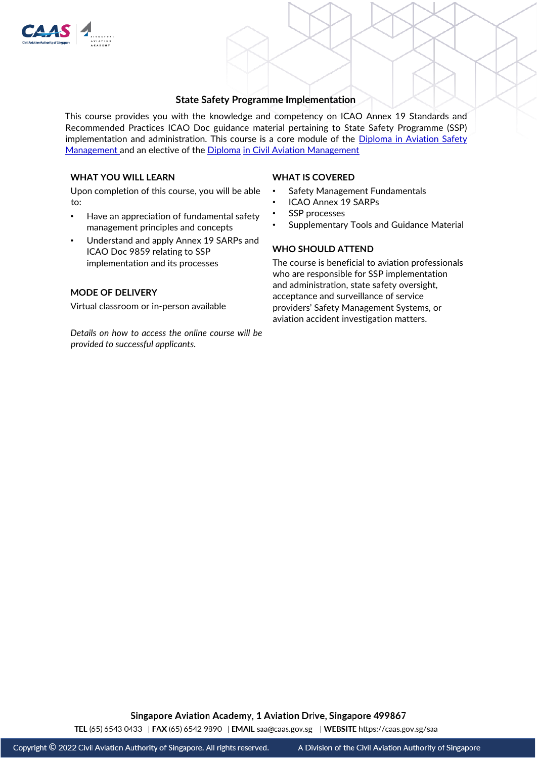## State Safety Programme Implementation

This course provides you with the knowledge and competency on ICAO Annex 19 Standards and Recommended Practices ICAO Doc guidance material pertaining to State Safety Programme (SSP) implementation and administration. This course is a core module of the Diploma in Aviation Safety Management and an elective of the Diploma in Civil Aviation Management

### WHAT YOU WILL LEARN

Upon completion of this course, you will be able to:

- Have an appreciation of fundamental safety management principles and concepts
- Understand and apply Annex 19 SARPs and ICAO Doc 9859 relating to SSP implementation and its processes

### MODE OF DELIVERY

Virtual classroom or in-person available

*Details on how to access the online course will be provided to successful applicants.*

### WHAT IS COVERED

- Safety Management Fundamentals
- ICAO Annex 19 SARPs
- SSP processes
- Supplementary Tools and Guidance Material

### WHO SHOULD ATTEND

The course is beneficial to aviation professionals who are responsible for SSP implementation and administration, state safety oversight, acceptance and surveillance of service providers' Safety Management Systems, or aviation accident investigation matters.

Singapore Aviation Academy, 1 Aviation Drive, Singapore 499867

**TEL** (65) 6543 0433 | **FAX** (65) 6542 9890 | **EMAIL** saa@caas.gov.sg | **WEBSITE** https://caas.gov.sg/saa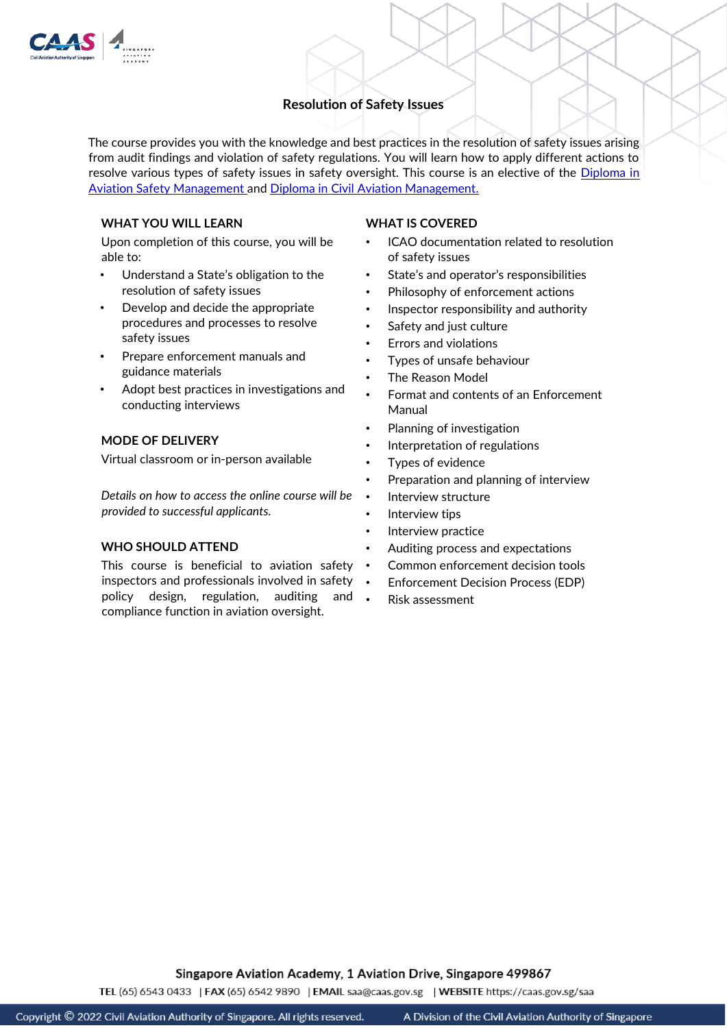# Resolution of Safety Issues

The course provides you with the knowledge and best practices in the resolution of safety issues arising from audit findings and violation of safety regulations. You will learn how to apply different actions to resolve various types of safety issues in safety oversight. This course is an elective of the Diploma in Aviation Safety Management and Diploma in Civil Aviation Management.

## WHAT YOU WILL LEARN

Upon completion of this course, you will be able to:

- Understand a State's obligation to the resolution of safety issues
- Develop and decide the appropriate procedures and processes to resolve safety issues
- Prepare enforcement manuals and guidance materials
- Adopt best practices in investigations and conducting interviews

## MODE OF DELIVERY

Virtual classroom or in-person available

*Details on how to access the online course will be provided to successful applicants.*

## WHO SHOULD ATTEND

This course is beneficial to aviation safety inspectors and professionals involved in safety policy design, regulation, auditing and compliance function in aviation oversight.

## WHAT IS COVERED

- ICAO documentation related to resolution of safety issues
- State's and operator's responsibilities
- Philosophy of enforcement actions
- Inspector responsibility and authority
- Safety and just culture
- Errors and violations
- Types of unsafe behaviour
- The Reason Model
- Format and contents of an Enforcement Manual
- Planning of investigation
- Interpretation of regulations
- Types of evidence
- Preparation and planning of interview
- Interview structure
- Interview tips
- Interview practice
- Auditing process and expectations
- Common enforcement decision tools
- Enforcement Decision Process (EDP)
- Risk assessment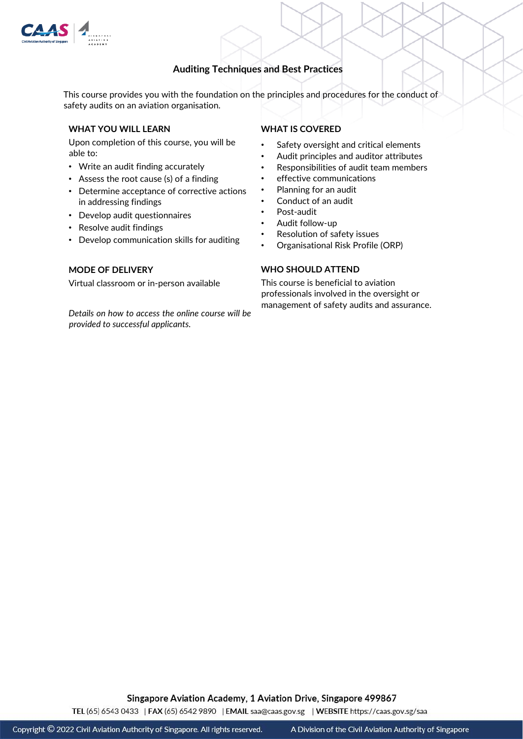# Auditing Techniques and Best Practices

This course provides you with the foundation on the principles and procedures for the conduct of safety audits on an aviation organisation.

## WHAT YOU WILL LEARN

Upon completion of this course, you will be able to:

- Write an audit finding accurately
- Assess the root cause (s) of a finding
- Determine acceptance of corrective actions in addressing findings
- Develop audit questionnaires
- Resolve audit findings
- Develop communication skills for auditing

## WHAT IS COVERED

- Safety oversight and critical elements
- Audit principles and auditor attributes
- Responsibilities of audit team members
- effective communications
- Planning for an audit
- Conduct of an audit
- Post-audit
- Audit follow-up
- Resolution of safety issues
- Organisational Risk Profile (ORP)

## MODE OF DELIVERY

Virtual classroom or in-person available

*Details on how to access the online course will be provided to successful applicants.*

## WHO SHOULD ATTEND

This course is beneficial to aviation professionals involved in the oversight or management of safety audits and assurance.

Singapore Aviation Academy, 1 Aviation Drive, Singapore 499867

**TEL** (65) 6543 0433 | **FAX** (65) 6542 9890 | **EMAIL** saa@caas.gov.sg | **WEBSITE** https://caas.gov.sg/saa

Copyright © 2022 Civil Aviation Authority of Singapore. All rights reserved. A Division of the Civil Aviation Authority of Singapore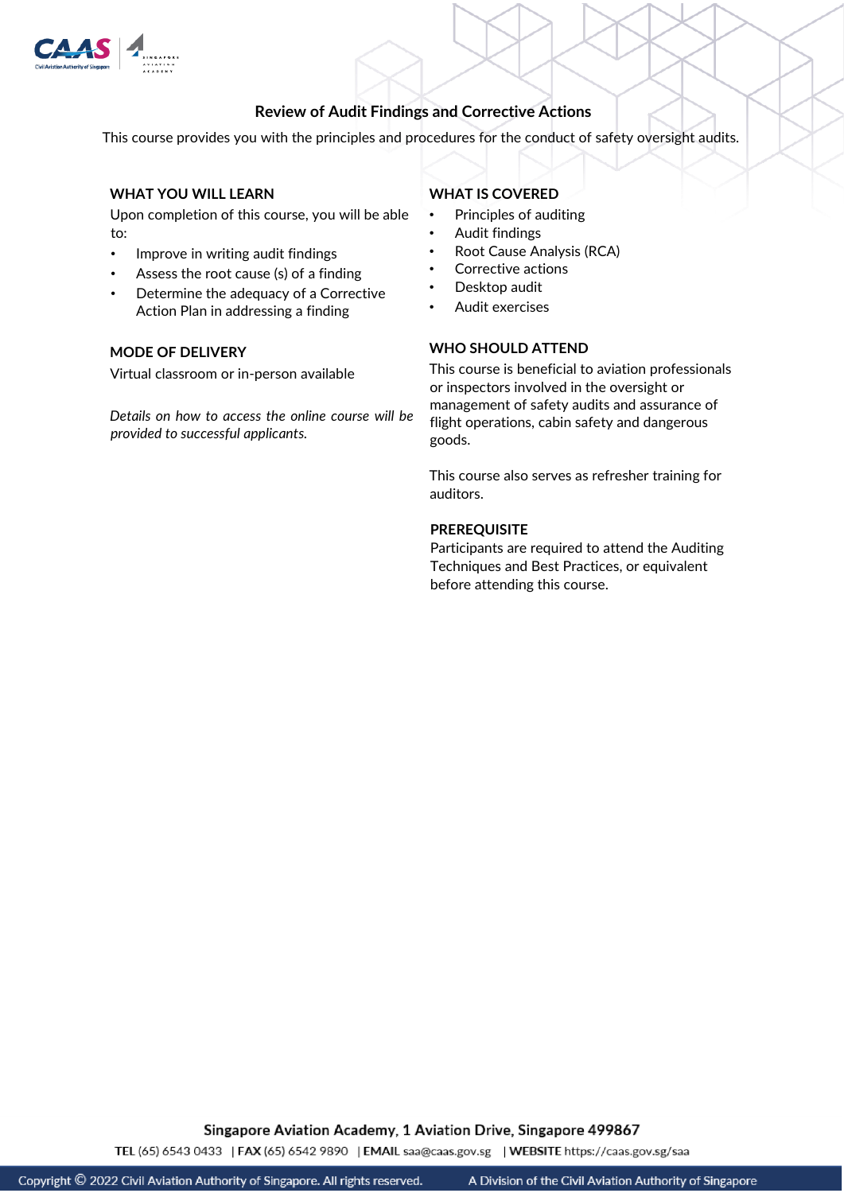## Review of Audit Findings and Corrective Actions

This course provides you with the principles and procedures for the conduct of safety oversight audits.

### WHAT YOU WILL LEARN

Upon completion of this course, you will be able to:

- Improve in writing audit findings
- Assess the root cause (s) of a finding
- Determine the adequacy of a Corrective Action Plan in addressing a finding

### MODE OF DELIVERY

Virtual classroom or in-person available

*Details on how to access the online course will be provided to successful applicants.*

### WHAT IS COVERED

- Principles of auditing
- Audit findings
- Root Cause Analysis (RCA)
- Corrective actions
- Desktop audit
- Audit exercises

### WHO SHOULD ATTEND

This course is beneficial to aviation professionals or inspectors involved in the oversight or management of safety audits and assurance of flight operations, cabin safety and dangerous goods.

This course also serves as refresher training for auditors.

### PREREQUISITE

Participants are required to attend the Auditing Techniques and Best Practices, or equivalent before attending this course.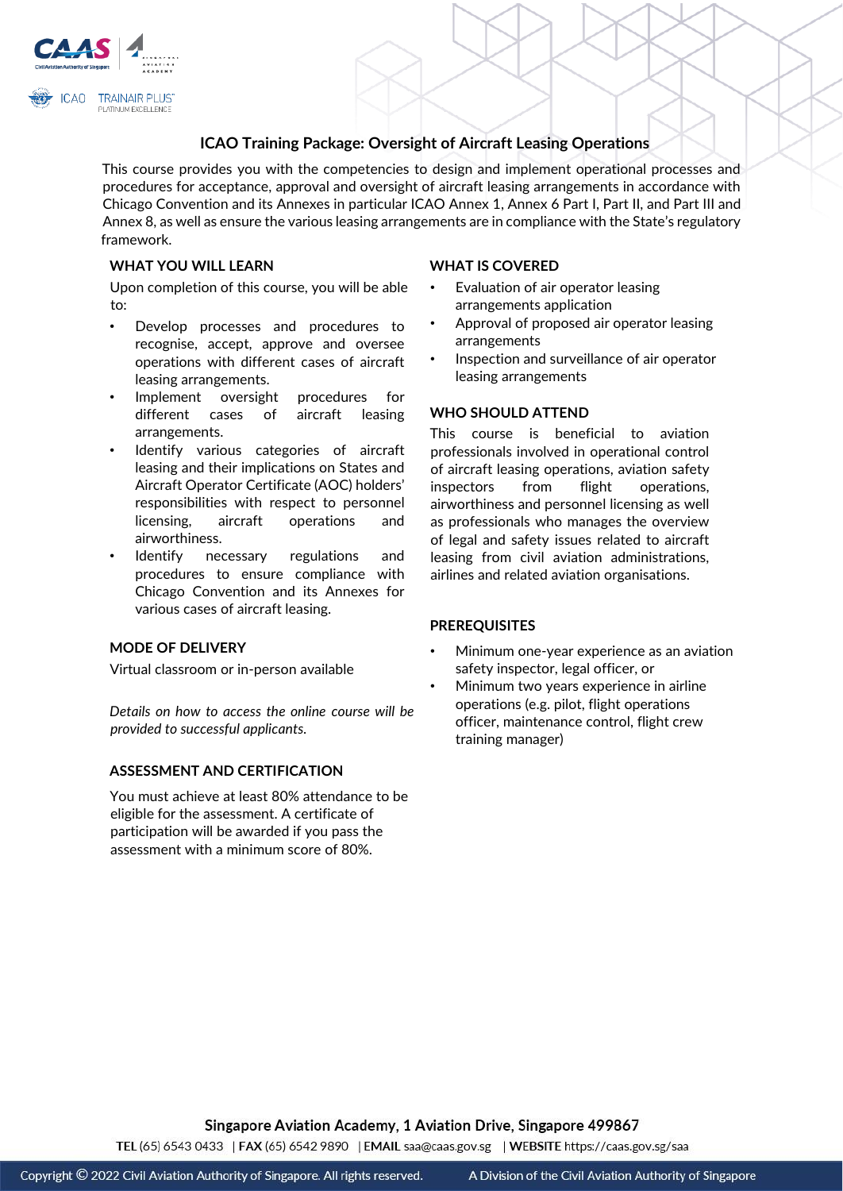# ICAO Training Package: Oversight of Aircraft Leasing Operations

This course provides you with the competencies to design and implement operational processes and procedures for acceptance, approval and oversight of aircraft leasing arrangements in accordance with Chicago Convention and its Annexes in particular ICAO Annex 1, Annex 6 Part I, Part II, and Part III and Annex 8, as well as ensure the various leasing arrangements are in compliance with the State's regulatory framework.

## WHAT YOU WILL LEARN

Upon completion of this course, you will be able to:

- Develop processes and procedures to recognise, accept, approve and oversee operations with different cases of aircraft leasing arrangements.
- Implement oversight procedures for different cases of aircraft leasing arrangements.
- Identify various categories of aircraft leasing and their implications on States and Aircraft Operator Certificate (AOC) holders' responsibilities with respect to personnel licensing, aircraft operations and airworthiness.
- Identify necessary regulations and procedures to ensure compliance with Chicago Convention and its Annexes for various cases of aircraft leasing.

## MODE OF DELIVERY

Virtual classroom or in-person available

*Details on how to access the online course will be provided to successful applicants.*

## ASSESSMENT AND CERTIFICATION

You must achieve at least 80% attendance to be eligible for the assessment. A certificate of participation will be awarded if you pass the assessment with a minimum score of 80%.

## WHAT IS COVERED

- Evaluation of air operator leasing arrangements application
- Approval of proposed air operator leasing arrangements
- Inspection and surveillance of air operator leasing arrangements

## WHO SHOULD ATTEND

This course is beneficial to aviation professionals involved in operational control of aircraft leasing operations, aviation safety inspectors from flight operations, airworthiness and personnel licensing as well as professionals who manages the overview of legal and safety issues related to aircraft leasing from civil aviation administrations, airlines and related aviation organisations.

## PREREQUISITES

- Minimum one-year experience as an aviation safety inspector, legal officer, or
- Minimum two years experience in airline operations (e.g. pilot, flight operations officer, maintenance control, flight crew training manager)

Singapore Aviation Academy, 1 Aviation Drive, Singapore 499867

**TEL** (65) 6543 0433 | **FAX** (65) 6542 9890 | **EMAIL** saa@caas.gov.sg | **WEBSITE** https://caas.gov.sg/saa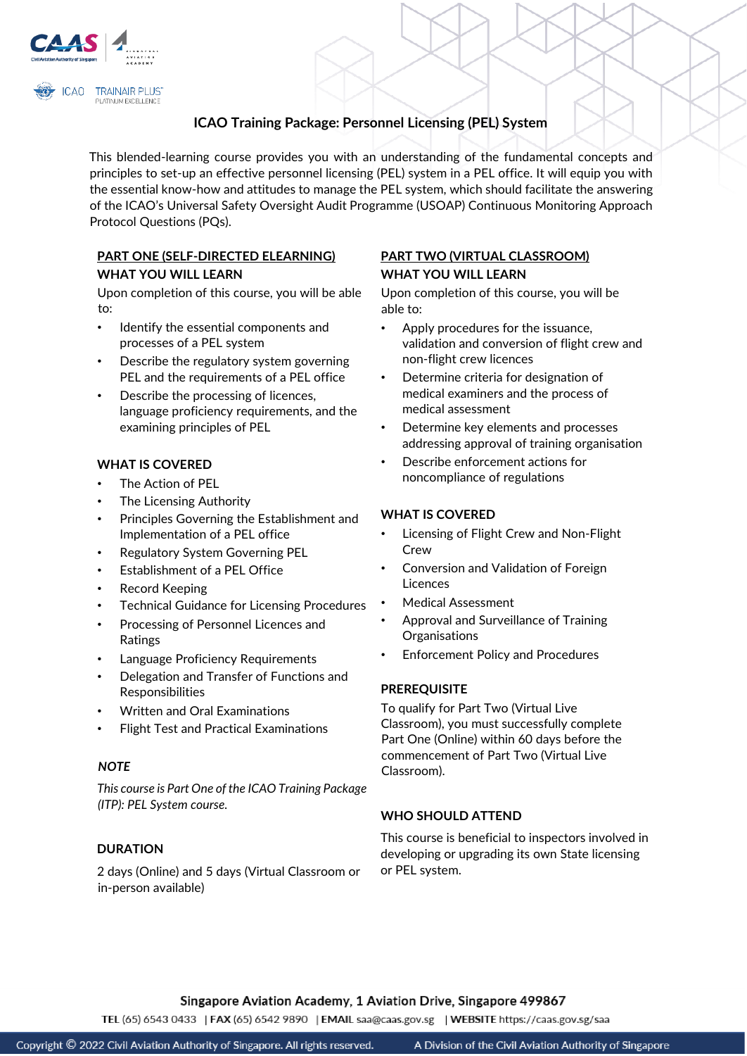# ICAO Training Package: Personnel Licensing (PEL) System

This blended-learning course provides you with an understanding of the fundamental concepts and principles to set-up an effective personnel licensing (PEL) system in a PEL office. It will equip you with the essential know-how and attitudes to manage the PEL system, which should facilitate the answering of the ICAO's Universal Safety Oversight Audit Programme (USOAP) Continuous Monitoring Approach Protocol Questions (PQs).

## PART ONE (SELF-DIRECTED ELEARNING)

### WHAT YOU WILL LEARN

Upon completion of this course, you will be able to:

- Identify the essential components and processes of a PEL system
- Describe the regulatory system governing PEL and the requirements of a PEL office
- Describe the processing of licences, language proficiency requirements, and the examining principles of PEL

### WHAT IS COVERED

- The Action of PEL
- The Licensing Authority
- Principles Governing the Establishment and Implementation of a PEL office
- Regulatory System Governing PEL
- Establishment of a PEL Office
- Record Keeping
- Technical Guidance for Licensing Procedures
- Processing of Personnel Licences and Ratings
- Language Proficiency Requirements
- Delegation and Transfer of Functions and Responsibilities
- Written and Oral Examinations
- Flight Test and Practical Examinations

### *NOTE*

*This course is Part One of the ICAO Training Package (ITP): PEL System course.*

### DURATION

2 days (Online) and 5 days (Virtual Classroom or in-person available)

## PART TWO (VIRTUAL CLASSROOM)

### WHAT YOU WILL LEARN

Upon completion of this course, you will be able to:

- Apply procedures for the issuance, validation and conversion of flight crew and non-flight crew licences
- Determine criteria for designation of medical examiners and the process of medical assessment
- Determine key elements and processes addressing approval of training organisation
- Describe enforcement actions for noncompliance of regulations

### WHAT IS COVERED

- Licensing of Flight Crew and Non-Flight Crew
- Conversion and Validation of Foreign Licences
- Medical Assessment
- Approval and Surveillance of Training Organisations
- Enforcement Policy and Procedures

### PREREQUISITE

To qualify for Part Two (Virtual Live Classroom), you must successfully complete Part One (Online) within 60 days before the commencement of Part Two (Virtual Live Classroom).

### WHO SHOULD ATTEND

This course is beneficial to inspectors involved in developing or upgrading its own State licensing or PEL system.

Singapore Aviation Academy, 1 Aviation Drive, Singapore 499867

TEL (65) 6543 0433 | FAX (65) 6542 9890 | EMAIL saa@caas.gov.sg | WEBSITE https://caas.gov.sg/saa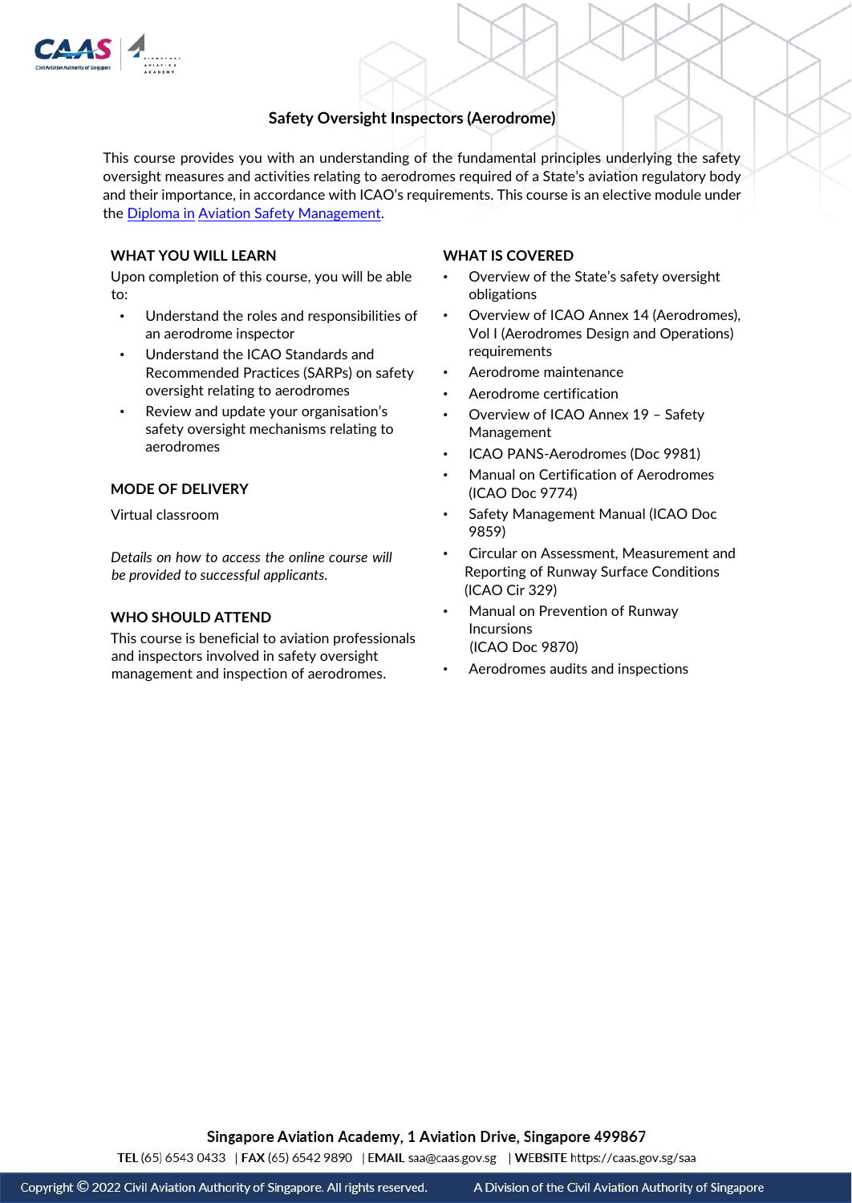# Safety Oversight Inspectors (Aerodrome)

This course provides you with an understanding of the fundamental principles underlying the safety oversight measures and activities relating to aerodromes required of a State's aviation regulatory body and their importance, in accordance with ICAO's requirements. This course is an elective module under the Diploma in Aviation Safety Management.

## WHAT YOU WILL LEARN

Upon completion of this course, you will be able to:

- Understand the roles and responsibilities of an aerodrome inspector
- Understand the ICAO Standards and Recommended Practices (SARPs) on safety oversight relating to aerodromes
- Review and update your organisation's safety oversight mechanisms relating to aerodromes

## MODE OF DELIVERY

Virtual classroom

*Details on how to access the online course will be provided to successful applicants.*

## WHO SHOULD ATTEND

This course is beneficial to aviation professionals and inspectors involved in safety oversight management and inspection of aerodromes.

## WHAT IS COVERED

- Overview of the State's safety oversight obligations
- Overview of ICAO Annex 14 (Aerodromes), Vol I (Aerodromes Design and Operations) requirements
- Aerodrome maintenance
- Aerodrome certification
- Overview of ICAO Annex 19 – Safety Management
- ICAO PANS-Aerodromes (Doc 9981)
- Manual on Certification of Aerodromes (ICAO Doc 9774)
- Safety Management Manual (ICAO Doc 9859)
- Circular on Assessment, Measurement and Reporting of Runway Surface Conditions (ICAO Cir 329)
- Manual on Prevention of Runway Incursions (ICAO Doc 9870)
- Aerodromes audits and inspections

Singapore Aviation Academy, 1 Aviation Drive, Singapore 499867

**TEL** (65) 6543 0433 | **FAX** (65) 6542 9890 | **EMAIL** saa@caas.gov.sg | **WEBSITE** https://caas.gov.sg/saa

Copyright © 2022 Civil Aviation Authority of Singapore. All rights reserved. A Division of the Civil Aviation Authority of Singapore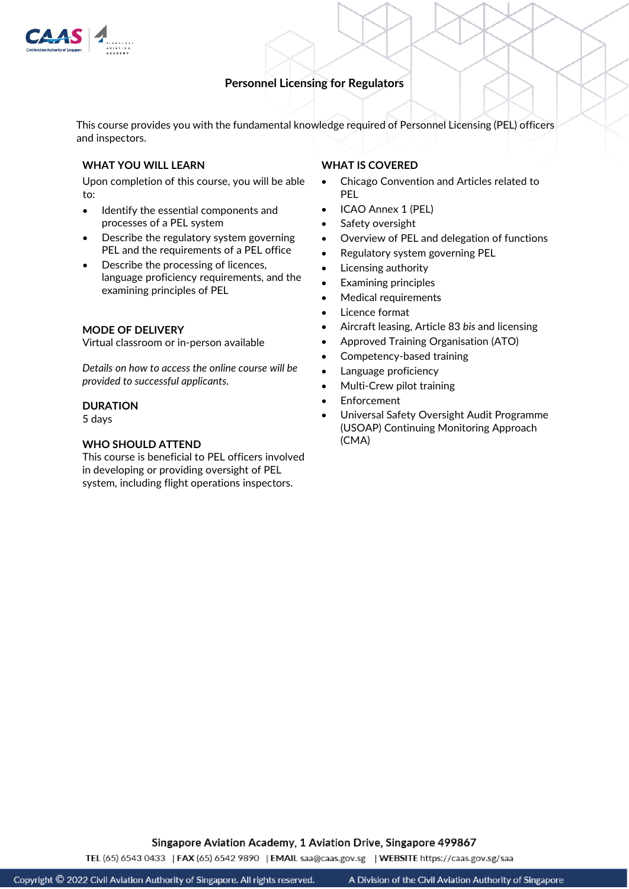# Personnel Licensing for Regulators

This course provides you with the fundamental knowledge required of Personnel Licensing (PEL) officers and inspectors.

## WHAT YOU WILL LEARN

Upon completion of this course, you will be able to:

- Identify the essential components and processes of a PEL system
- Describe the regulatory system governing PEL and the requirements of a PEL office
- Describe the processing of licences, language proficiency requirements, and the examining principles of PEL

## MODE OF DELIVERY

Virtual classroom or in-person available

*Details on how to access the online course will be provided to successful applicants.*

## DURATION

5 days

## WHO SHOULD ATTEND

This course is beneficial to PEL officers involved in developing or providing oversight of PEL system, including flight operations inspectors.

## WHAT IS COVERED

- Chicago Convention and Articles related to PEL
- ICAO Annex 1 (PEL)
- Safety oversight
- Overview of PEL and delegation of functions
- Regulatory system governing PEL
- Licensing authority
- Examining principles
- Medical requirements
- Licence format
- Aircraft leasing, Article 83 *bis* and licensing
- Approved Training Organisation (ATO)
- Competency-based training
- Language proficiency
- Multi-Crew pilot training
- Enforcement
- Universal Safety Oversight Audit Programme (USOAP) Continuing Monitoring Approach (CMA)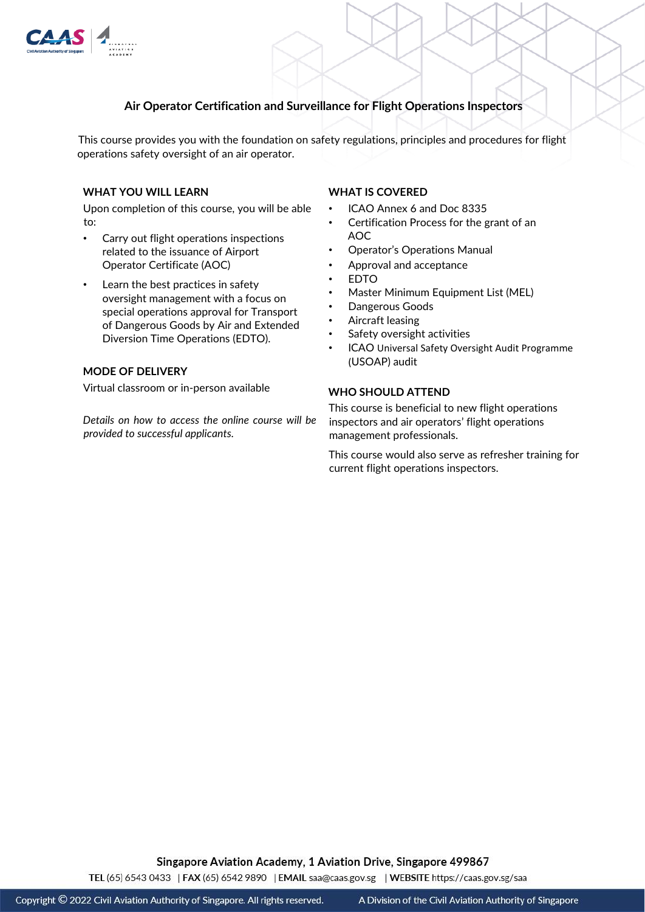# Air Operator Certification and Surveillance for Flight Operations Inspectors

This course provides you with the foundation on safety regulations, principles and procedures for flight operations safety oversight of an air operator.

## WHAT YOU WILL LEARN

Upon completion of this course, you will be able to:

- Carry out flight operations inspections related to the issuance of Airport Operator Certificate (AOC)
- Learn the best practices in safety oversight management with a focus on special operations approval for Transport of Dangerous Goods by Air and Extended Diversion Time Operations (EDTO).

## MODE OF DELIVERY

Virtual classroom or in-person available

*Details on how to access the online course will be provided to successful applicants.*

## WHAT IS COVERED

- ICAO Annex 6 and Doc 8335
- Certification Process for the grant of an AOC
- Operator's Operations Manual
- Approval and acceptance
- EDTO
- Master Minimum Equipment List (MEL)
- Dangerous Goods
- Aircraft leasing
- Safety oversight activities
- ICAO Universal Safety Oversight Audit Programme (USOAP) audit

## WHO SHOULD ATTEND

This course is beneficial to new flight operations inspectors and air operators' flight operations management professionals.

This course would also serve as refresher training for current flight operations inspectors.

Singapore Aviation Academy, 1 Aviation Drive, Singapore 499867

**TEL** (65) 6543 0433 | **FAX** (65) 6542 9890 | **EMAIL** saa@caas.gov.sg | **WEBSITE** https://caas.gov.sg/saa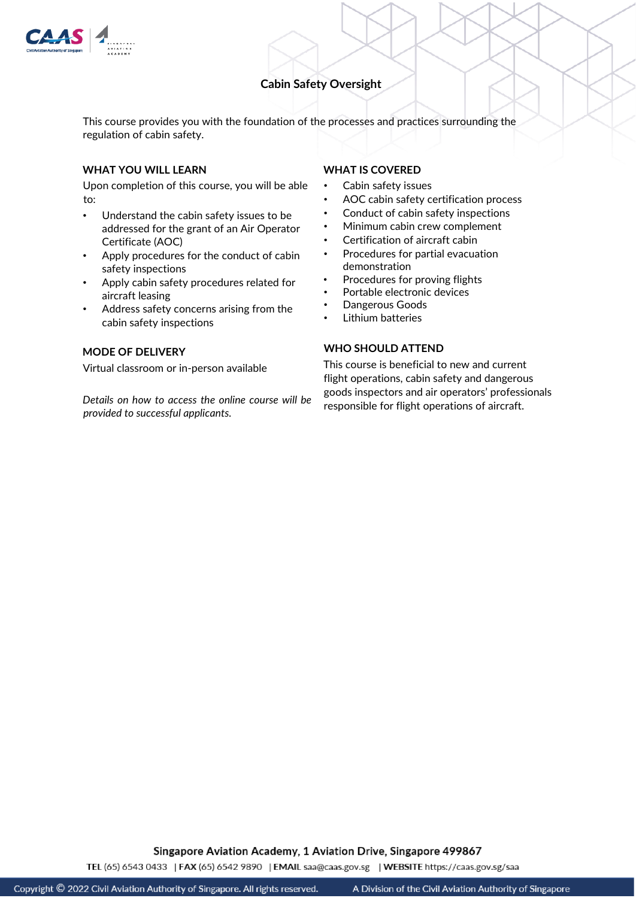# Cabin Safety Oversight

This course provides you with the foundation of the processes and practices surrounding the regulation of cabin safety.

## WHAT YOU WILL LEARN

Upon completion of this course, you will be able to:

- Understand the cabin safety issues to be addressed for the grant of an Air Operator Certificate (AOC)
- Apply procedures for the conduct of cabin safety inspections
- Apply cabin safety procedures related for aircraft leasing
- Address safety concerns arising from the cabin safety inspections

## MODE OF DELIVERY

Virtual classroom or in-person available

*Details on how to access the online course will be provided to successful applicants.*

## WHAT IS COVERED

- Cabin safety issues
- AOC cabin safety certification process
- Conduct of cabin safety inspections
- Minimum cabin crew complement
- Certification of aircraft cabin
- Procedures for partial evacuation demonstration
- Procedures for proving flights
- Portable electronic devices
- Dangerous Goods
- Lithium batteries

## WHO SHOULD ATTEND

This course is beneficial to new and current flight operations, cabin safety and dangerous goods inspectors and air operators' professionals responsible for flight operations of aircraft.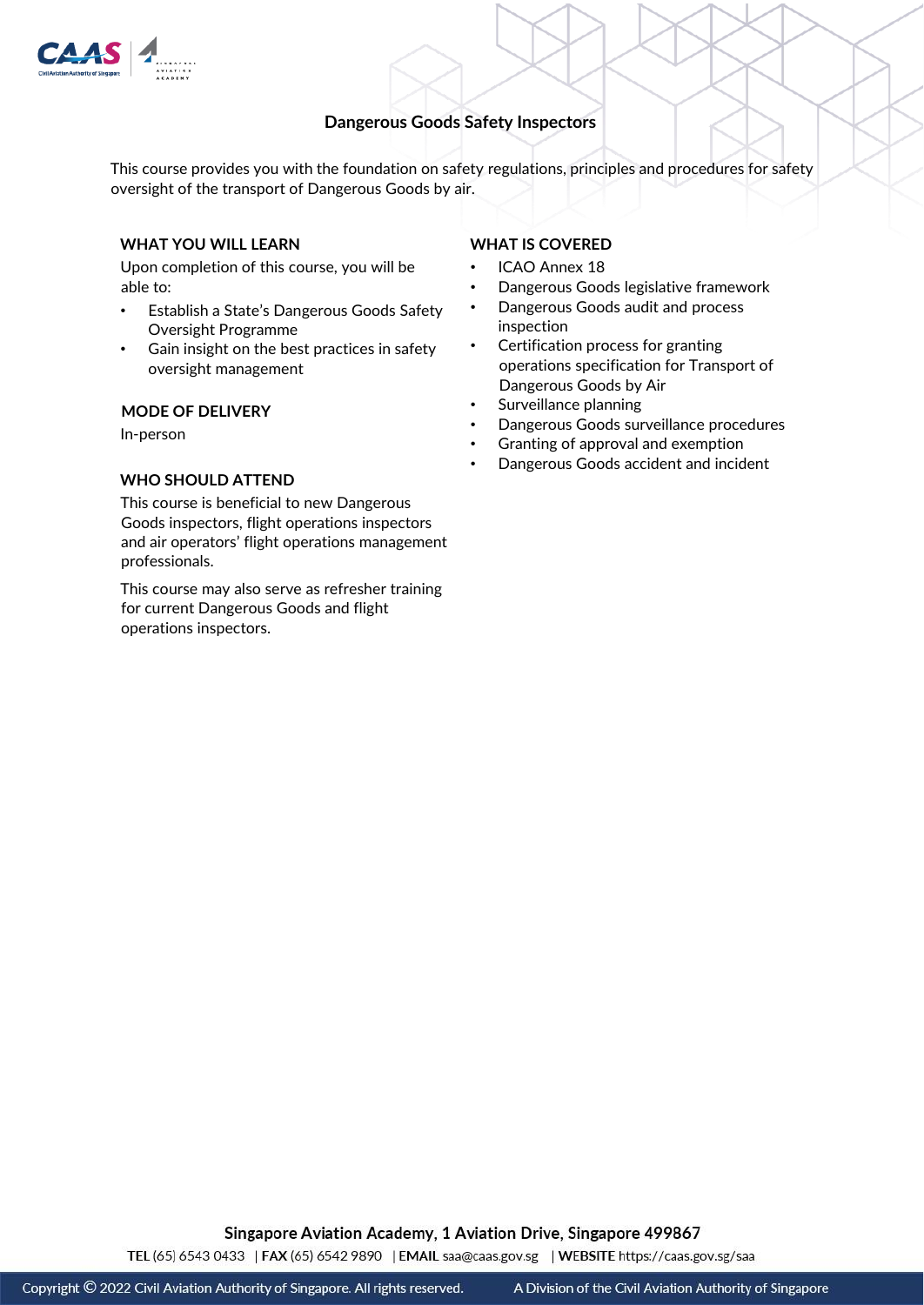# Dangerous Goods Safety Inspectors

This course provides you with the foundation on safety regulations, principles and procedures for safety oversight of the transport of Dangerous Goods by air.

## WHAT YOU WILL LEARN

Upon completion of this course, you will be able to:

- Establish a State's Dangerous Goods Safety Oversight Programme
- Gain insight on the best practices in safety oversight management

## MODE OF DELIVERY

In-person

## WHO SHOULD ATTEND

This course is beneficial to new Dangerous Goods inspectors, flight operations inspectors and air operators' flight operations management professionals.

This course may also serve as refresher training for current Dangerous Goods and flight operations inspectors.

## WHAT IS COVERED

- ICAO Annex 18
- Dangerous Goods legislative framework
- Dangerous Goods audit and process inspection
- Certification process for granting operations specification for Transport of Dangerous Goods by Air
- Surveillance planning
- Dangerous Goods surveillance procedures
- Granting of approval and exemption
- Dangerous Goods accident and incident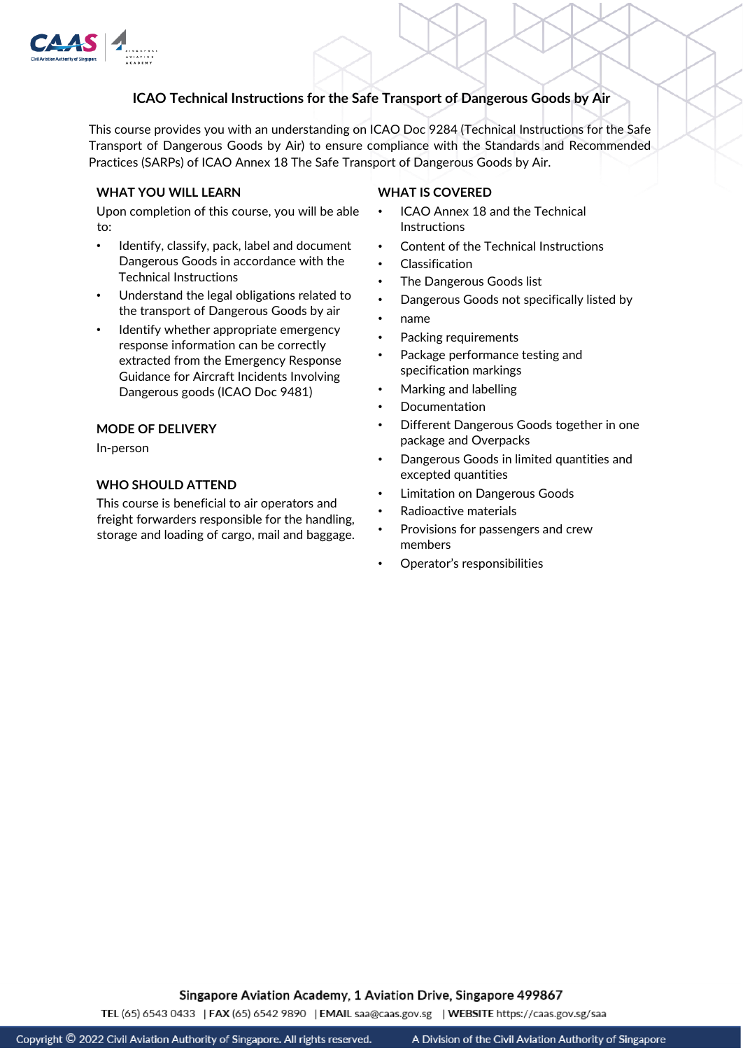## ICAO Technical Instructions for the Safe Transport of Dangerous Goods by Air

This course provides you with an understanding on ICAO Doc 9284 (Technical Instructions for the Safe Transport of Dangerous Goods by Air) to ensure compliance with the Standards and Recommended Practices (SARPs) of ICAO Annex 18 The Safe Transport of Dangerous Goods by Air.

### WHAT YOU WILL LEARN

Upon completion of this course, you will be able to:

- Identify, classify, pack, label and document Dangerous Goods in accordance with the Technical Instructions
- Understand the legal obligations related to the transport of Dangerous Goods by air
- Identify whether appropriate emergency response information can be correctly extracted from the Emergency Response Guidance for Aircraft Incidents Involving Dangerous goods (ICAO Doc 9481)

### MODE OF DELIVERY

In-person

### WHO SHOULD ATTEND

This course is beneficial to air operators and freight forwarders responsible for the handling, storage and loading of cargo, mail and baggage.

### WHAT IS COVERED

- ICAO Annex 18 and the Technical Instructions
- Content of the Technical Instructions
- Classification
- The Dangerous Goods list
- Dangerous Goods not specifically listed by
- name
- Packing requirements
- Package performance testing and specification markings
- Marking and labelling
- Documentation
- Different Dangerous Goods together in one package and Overpacks
- Dangerous Goods in limited quantities and excepted quantities
- Limitation on Dangerous Goods
- Radioactive materials
- Provisions for passengers and crew members
- Operator's responsibilities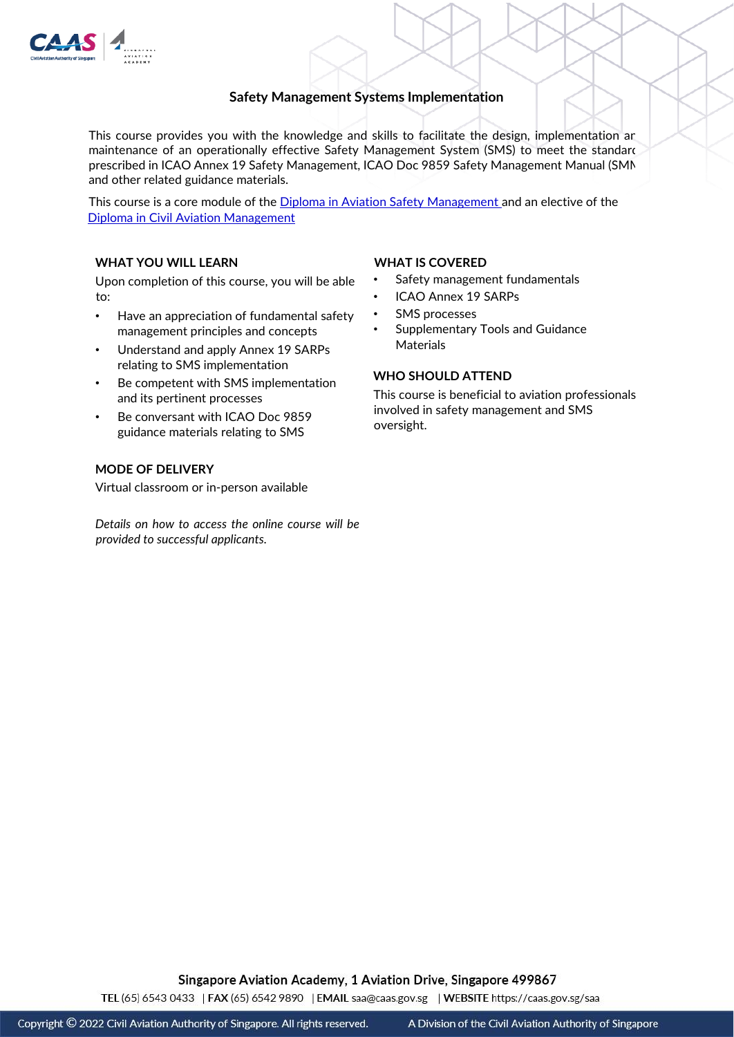# Safety Management Systems Implementation

This course provides you with the knowledge and skills to facilitate the design, implementation ar maintenance of an operationally effective Safety Management System (SMS) to meet the standarc prescribed in ICAO Annex 19 Safety Management, ICAO Doc 9859 Safety Management Manual (SMN and other related guidance materials.

This course is a core module of the Diploma in Aviation Safety Management and an elective of the Diploma in Civil Aviation Management

## WHAT YOU WILL LEARN

Upon completion of this course, you will be able to:

- Have an appreciation of fundamental safety management principles and concepts
- Understand and apply Annex 19 SARPs relating to SMS implementation
- Be competent with SMS implementation and its pertinent processes
- Be conversant with ICAO Doc 9859 guidance materials relating to SMS

## MODE OF DELIVERY

Virtual classroom or in-person available

*Details on how to access the online course will be provided to successful applicants.*

## WHAT IS COVERED

- Safety management fundamentals
- ICAO Annex 19 SARPs
- SMS processes
- Supplementary Tools and Guidance Materials

## WHO SHOULD ATTEND

This course is beneficial to aviation professionals involved in safety management and SMS oversight.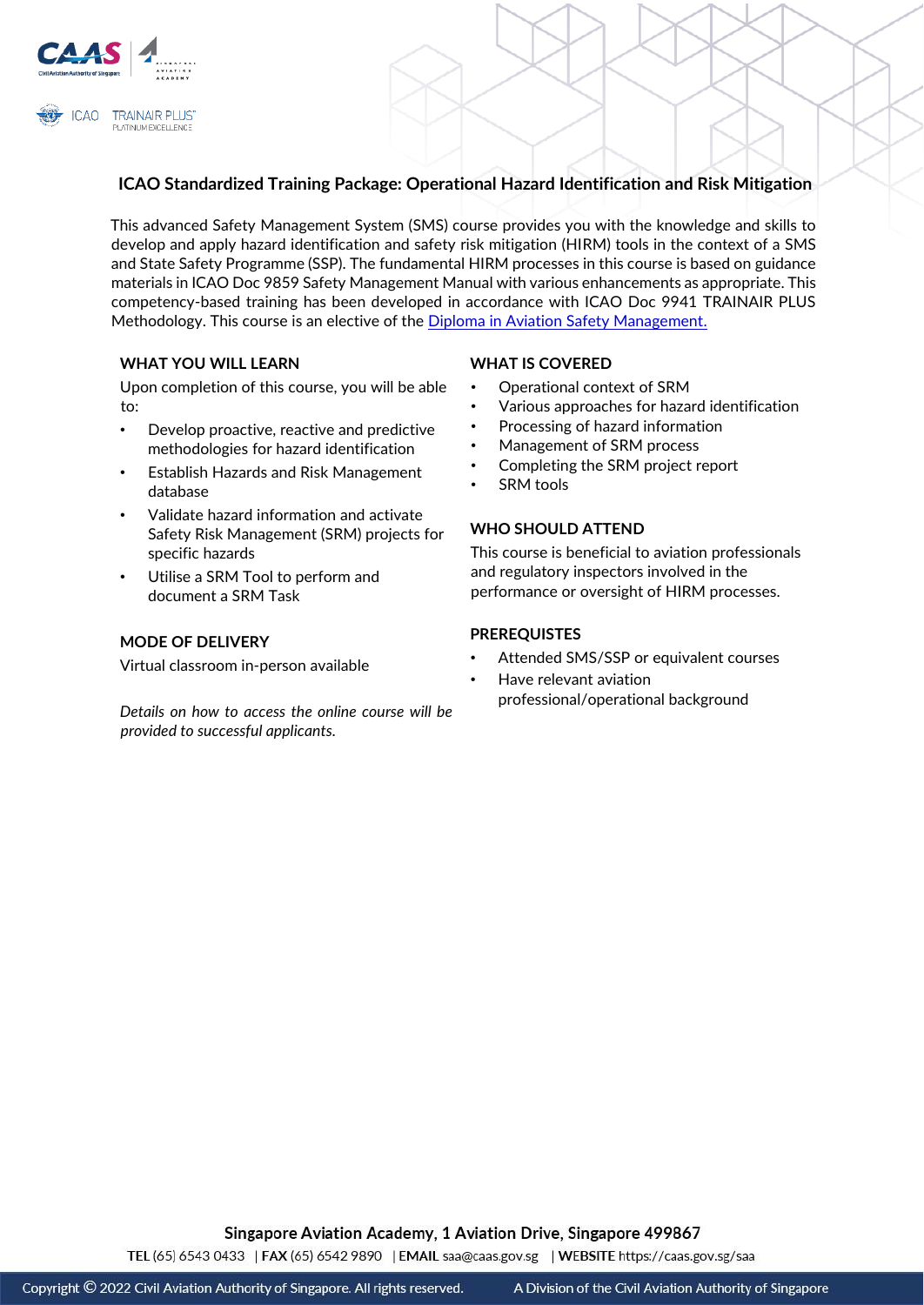## ICAO Standardized Training Package: Operational Hazard Identification and Risk Mitigation

This advanced Safety Management System (SMS) course provides you with the knowledge and skills to develop and apply hazard identification and safety risk mitigation (HIRM) tools in the context of a SMS and State Safety Programme (SSP). The fundamental HIRM processes in this course is based on guidance materials in ICAO Doc 9859 Safety Management Manual with various enhancements as appropriate. This competency-based training has been developed in accordance with ICAO Doc 9941 TRAINAIR PLUS Methodology. This course is an elective of the [Diploma in Aviation Safety Management.]()

### WHAT YOU WILL LEARN

Upon completion of this course, you will be able to:

- Develop proactive, reactive and predictive methodologies for hazard identification
- Establish Hazards and Risk Management database
- Validate hazard information and activate Safety Risk Management (SRM) projects for specific hazards
- Utilise a SRM Tool to perform and document a SRM Task

### MODE OF DELIVERY

Virtual classroom in-person available

*Details on how to access the online course will be provided to successful applicants.*

### WHAT IS COVERED

- Operational context of SRM
- Various approaches for hazard identification
- Processing of hazard information
- Management of SRM process
- Completing the SRM project report
- SRM tools

### WHO SHOULD ATTEND

This course is beneficial to aviation professionals and regulatory inspectors involved in the performance or oversight of HIRM processes.

### PREREQUESTS

- Attended SMS/SSP or equivalent courses
- Have relevant aviation professional/operational background

Singapore Aviation Academy, 1 Aviation Drive, Singapore 499867

**TEL** (65) 6543 0433 | **FAX** (65) 6542 9890 | **EMAIL** saa@caas.gov.sg | **WEBSITE** https://caas.gov.sg/saa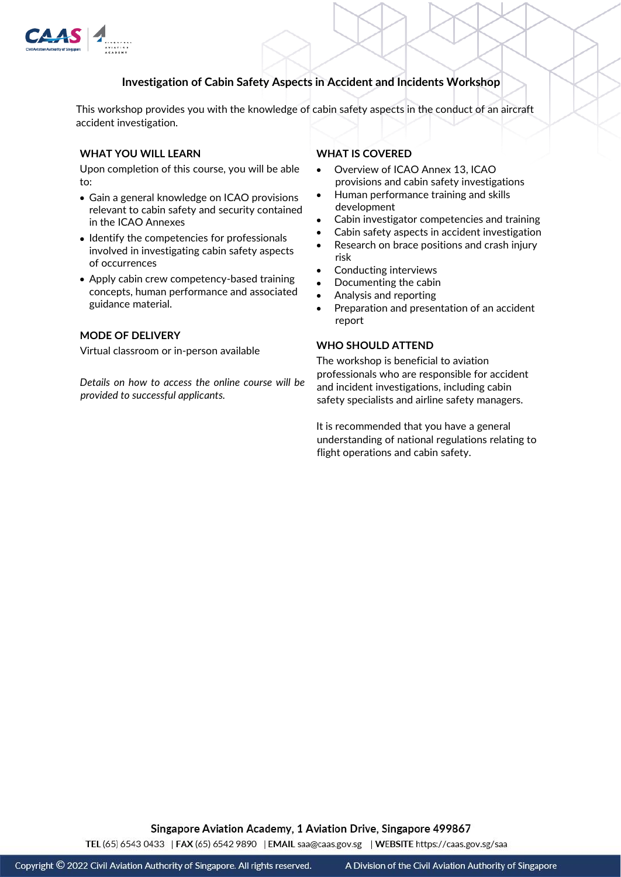# Investigation of Cabin Safety Aspects in Accident and Incidents Workshop

This workshop provides you with the knowledge of cabin safety aspects in the conduct of an aircraft accident investigation.

## WHAT YOU WILL LEARN

Upon completion of this course, you will be able to:

- Gain a general knowledge on ICAO provisions relevant to cabin safety and security contained in the ICAO Annexes
- Identify the competencies for professionals involved in investigating cabin safety aspects of occurrences
- Apply cabin crew competency-based training concepts, human performance and associated guidance material.

## MODE OF DELIVERY

Virtual classroom or in-person available

*Details on how to access the online course will be provided to successful applicants.*

## WHAT IS COVERED

- Overview of ICAO Annex 13, ICAO provisions and cabin safety investigations
- Human performance training and skills development
- Cabin investigator competencies and training
- Cabin safety aspects in accident investigation
- Research on brace positions and crash injury risk
- Conducting interviews
- Documenting the cabin
- Analysis and reporting
- Preparation and presentation of an accident report

## WHO SHOULD ATTEND

The workshop is beneficial to aviation professionals who are responsible for accident and incident investigations, including cabin safety specialists and airline safety managers.

It is recommended that you have a general understanding of national regulations relating to flight operations and cabin safety.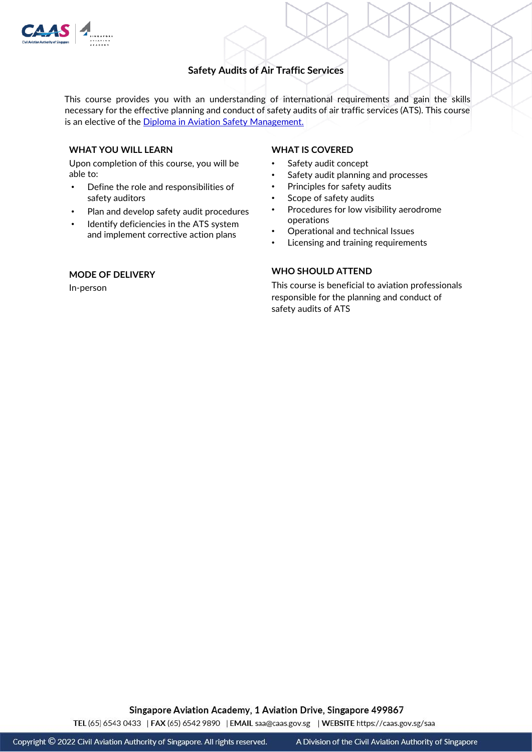# Safety Audits of Air Traffic Services

This course provides you with an understanding of international requirements and gain the skills necessary for the effective planning and conduct of safety audits of air traffic services (ATS). This course is an elective of the [Diploma in Aviation Safety Management.]()

## WHAT YOU WILL LEARN

Upon completion of this course, you will be able to:

- Define the role and responsibilities of safety auditors
- Plan and develop safety audit procedures
- Identify deficiencies in the ATS system and implement corrective action plans

## WHAT IS COVERED

- Safety audit concept
- Safety audit planning and processes
- Principles for safety audits
- Scope of safety audits
- Procedures for low visibility aerodrome operations
- Operational and technical Issues
- Licensing and training requirements

## MODE OF DELIVERY

In-person

## WHO SHOULD ATTEND

This course is beneficial to aviation professionals responsible for the planning and conduct of safety audits of ATS

Singapore Aviation Academy, 1 Aviation Drive, Singapore 499867

**TEL** (65) 6543 0433 | **FAX** (65) 6542 9890 | **EMAIL** saa@caas.gov.sg | **WEBSITE** https://caas.gov.sg/saa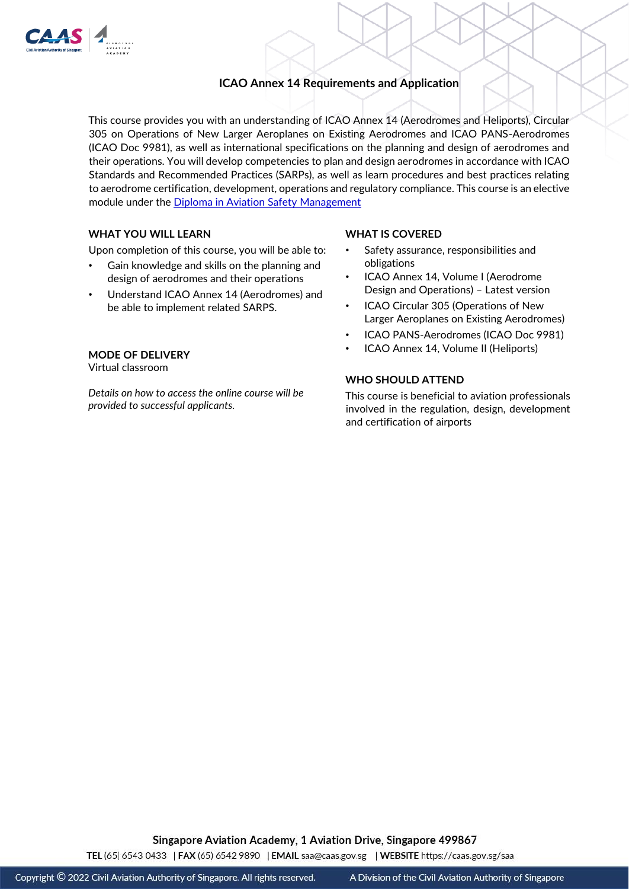# ICAO Annex 14 Requirements and Application

This course provides you with an understanding of ICAO Annex 14 (Aerodromes and Heliports), Circular 305 on Operations of New Larger Aeroplanes on Existing Aerodromes and ICAO PANS-Aerodromes (ICAO Doc 9981), as well as international specifications on the planning and design of aerodromes and their operations. You will develop competencies to plan and design aerodromes in accordance with ICAO Standards and Recommended Practices (SARPs), as well as learn procedures and best practices relating to aerodrome certification, development, operations and regulatory compliance. This course is an elective module under the Diploma in Aviation Safety Management

## WHAT YOU WILL LEARN

Upon completion of this course, you will be able to:

- Gain knowledge and skills on the planning and design of aerodromes and their operations
- Understand ICAO Annex 14 (Aerodromes) and be able to implement related SARPS.

## MODE OF DELIVERY

Virtual classroom

*Details on how to access the online course will be provided to successful applicants.*

## WHAT IS COVERED

- Safety assurance, responsibilities and obligations
- ICAO Annex 14, Volume I (Aerodrome Design and Operations) – Latest version
- ICAO Circular 305 (Operations of New Larger Aeroplanes on Existing Aerodromes)
- ICAO PANS-Aerodromes (ICAO Doc 9981)
- ICAO Annex 14, Volume II (Heliports)

## WHO SHOULD ATTEND

This course is beneficial to aviation professionals involved in the regulation, design, development and certification of airports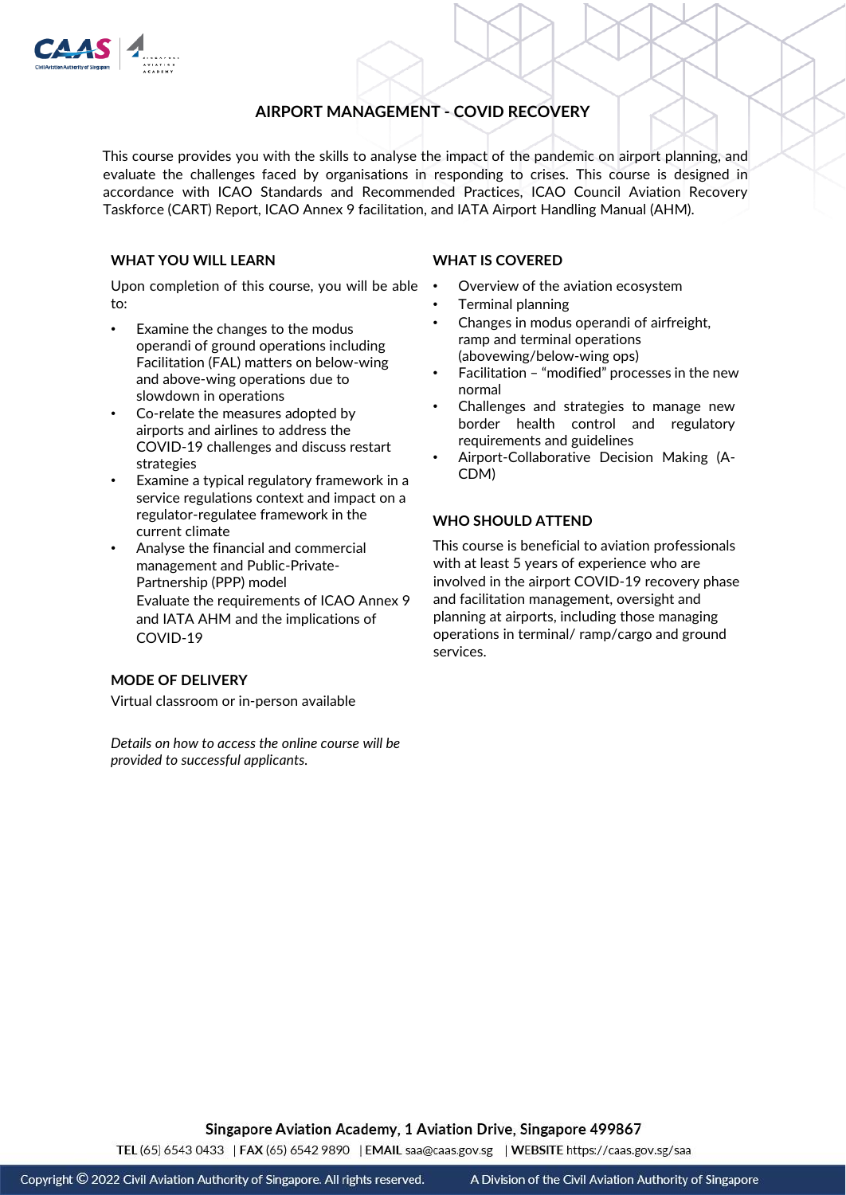# AIRPORT MANAGEMENT - COVID RECOVERY

This course provides you with the skills to analyse the impact of the pandemic on airport planning, and evaluate the challenges faced by organisations in responding to crises. This course is designed in accordance with ICAO Standards and Recommended Practices, ICAO Council Aviation Recovery Taskforce (CART) Report, ICAO Annex 9 facilitation, and IATA Airport Handling Manual (AHM).

## WHAT YOU WILL LEARN

Upon completion of this course, you will be able to:

- Examine the changes to the modus operandi of ground operations including Facilitation (FAL) matters on below-wing and above-wing operations due to slowdown in operations
- Co-relate the measures adopted by airports and airlines to address the COVID-19 challenges and discuss restart strategies
- Examine a typical regulatory framework in a service regulations context and impact on a regulator-regulatee framework in the current climate
- Analyse the financial and commercial management and Public-Private-Partnership (PPP) model
  Evaluate the requirements of ICAO Annex 9 and IATA AHM and the implications of COVID-19

## MODE OF DELIVERY

Virtual classroom or in-person available

*Details on how to access the online course will be provided to successful applicants.*

## WHAT IS COVERED

- Overview of the aviation ecosystem
- Terminal planning
- Changes in modus operandi of airfreight, ramp and terminal operations (abovewing/below-wing ops)
- Facilitation – "modified" processes in the new normal
- Challenges and strategies to manage new border health control and regulatory requirements and guidelines
- Airport-Collaborative Decision Making (A-CDM)

## WHO SHOULD ATTEND

This course is beneficial to aviation professionals with at least 5 years of experience who are involved in the airport COVID-19 recovery phase and facilitation management, oversight and planning at airports, including those managing operations in terminal/ ramp/cargo and ground services.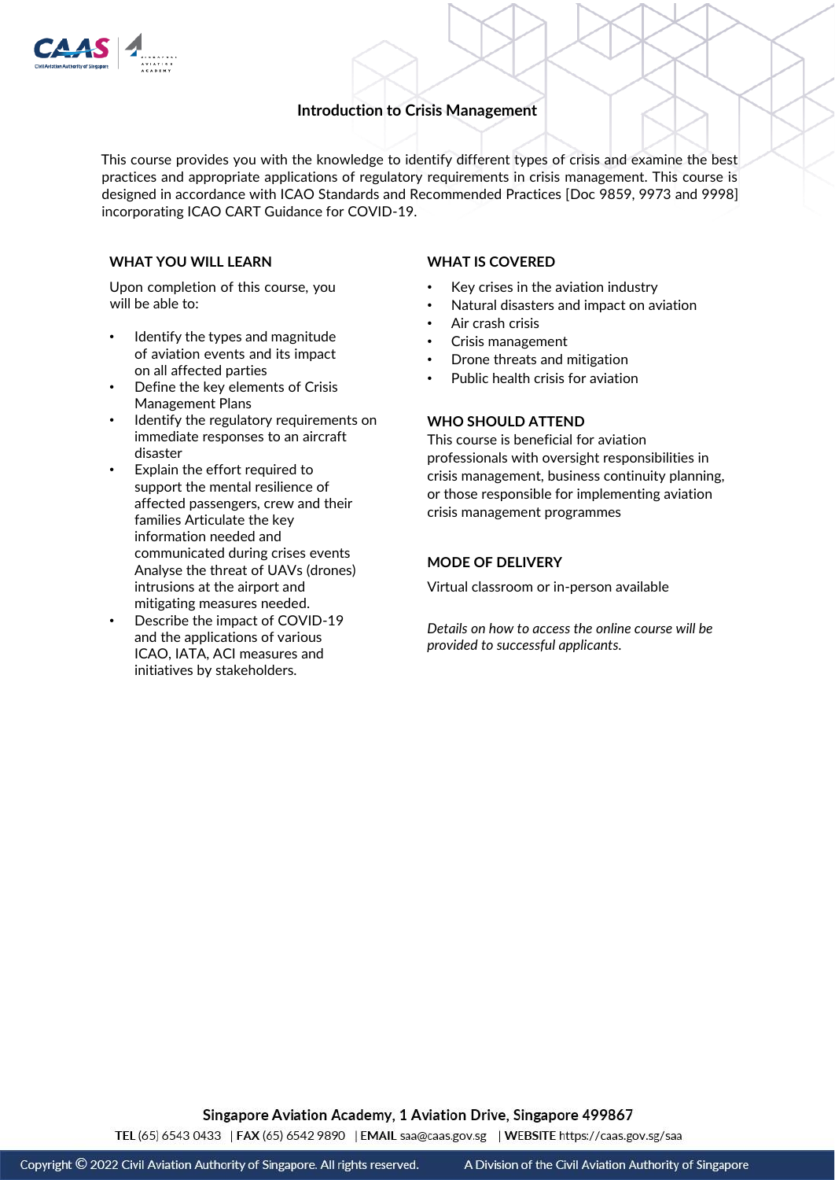# Introduction to Crisis Management

This course provides you with the knowledge to identify different types of crisis and examine the best practices and appropriate applications of regulatory requirements in crisis management. This course is designed in accordance with ICAO Standards and Recommended Practices [Doc 9859, 9973 and 9998] incorporating ICAO CART Guidance for COVID-19.

## WHAT YOU WILL LEARN

Upon completion of this course, you will be able to:

- Identify the types and magnitude of aviation events and its impact on all affected parties
- Define the key elements of Crisis Management Plans
- Identify the regulatory requirements on immediate responses to an aircraft disaster
- Explain the effort required to support the mental resilience of affected passengers, crew and their families Articulate the key information needed and communicated during crises events Analyse the threat of UAVs (drones) intrusions at the airport and mitigating measures needed.
- Describe the impact of COVID-19 and the applications of various ICAO, IATA, ACI measures and initiatives by stakeholders.

## WHAT IS COVERED

- Key crises in the aviation industry
- Natural disasters and impact on aviation
- Air crash crisis
- Crisis management
- Drone threats and mitigation
- Public health crisis for aviation

## WHO SHOULD ATTEND

This course is beneficial for aviation professionals with oversight responsibilities in crisis management, business continuity planning, or those responsible for implementing aviation crisis management programmes

## MODE OF DELIVERY

Virtual classroom or in-person available

*Details on how to access the online course will be provided to successful applicants.*